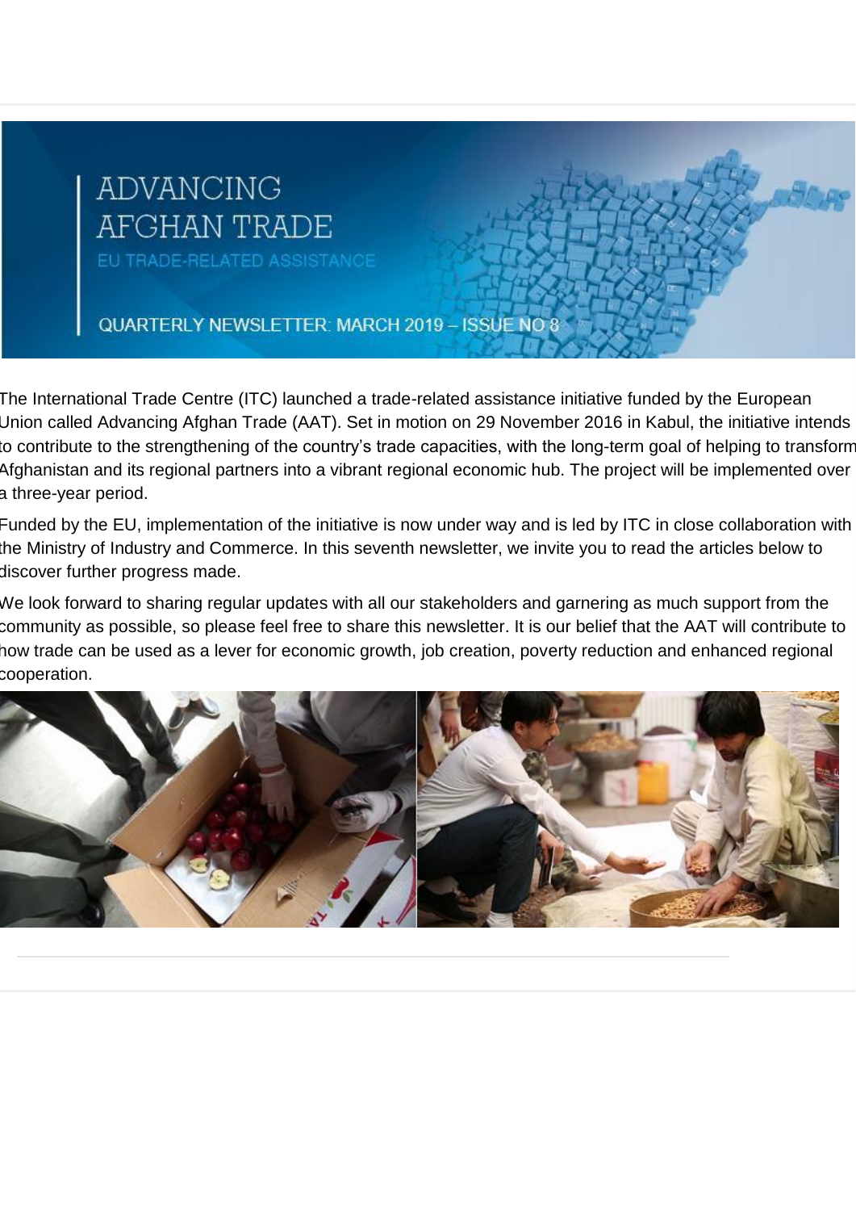# ADVANCING AFGHAN TRADE

EU TRADE-RELATED ASSISTANCE

QUARTERLY NEWSLETTER: MARCH 2019 – ISSUE NO 8

The International Trade Centre (ITC) launched a trade-related assistance initiative funded by the European Union called Advancing Afghan Trade (AAT). Set in motion on 29 November 2016 in Kabul, the initiative intends to contribute to the strengthening of the country's trade capacities, with the long-term goal of helping to transform Afghanistan and its regional partners into a vibrant regional economic hub. The project will be implemented over a three-year period.

Funded by the EU, implementation of the initiative is now under way and is led by ITC in close collaboration with the Ministry of Industry and Commerce. In this seventh newsletter, we invite you to read the articles below to discover further progress made.

We look forward to sharing regular updates with all our stakeholders and garnering as much support from the community as possible, so please feel free to share this newsletter. It is our belief that the AAT will contribute to how trade can be used as a lever for economic growth, job creation, poverty reduction and enhanced regional cooperation.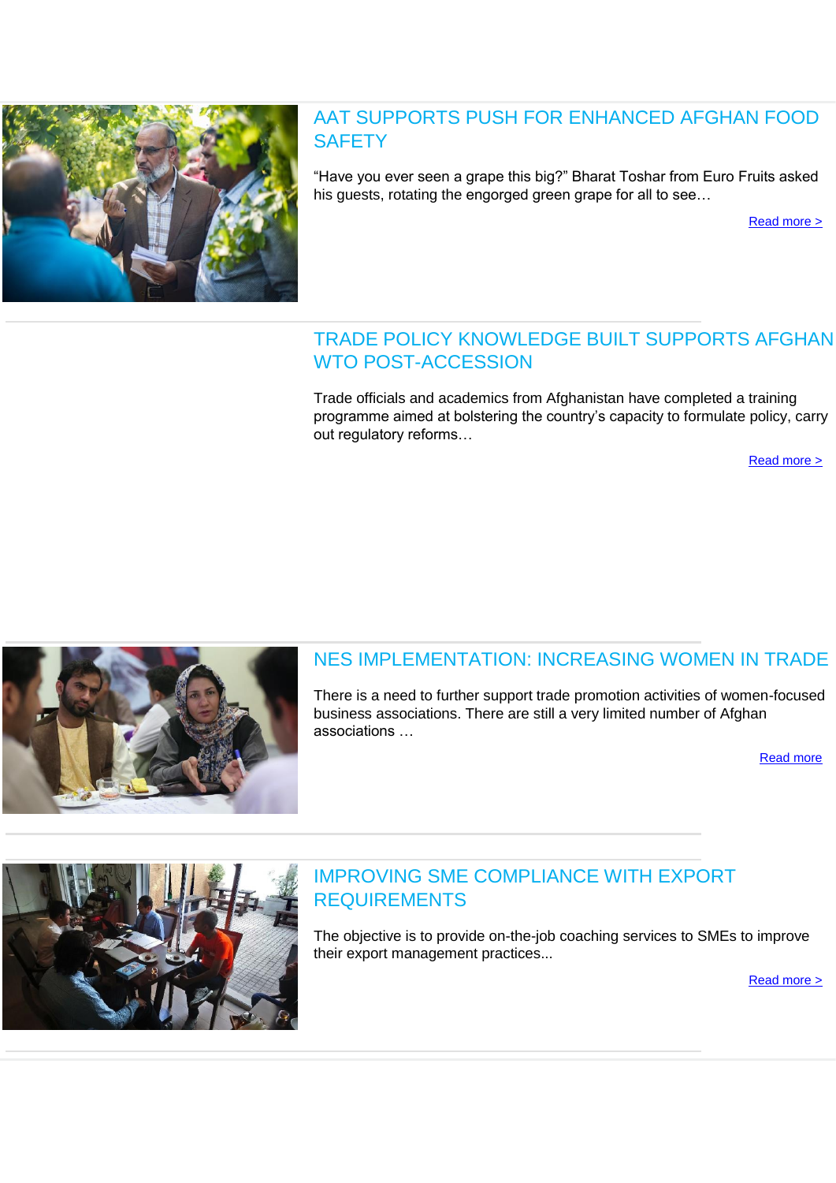## AAT SUPPORTS PUSH FOR ENHANCED AFGHAN FOOD SAFETY

“Have you ever seen a grape this big?” Bharat Toshar from Euro Fruits asked his guests, rotating the engorged green grape for all to see…

Read more >

## TRADE POLICY KNOWLEDGE BUILT SUPPORTS AFGHAN WTO POST-ACCESSION

Trade officials and academics from Afghanistan have completed a training programme aimed at bolstering the country’s capacity to formulate policy, carry out regulatory reforms…

Read more >

## NES IMPLEMENTATION: INCREASING WOMEN IN TRADE

There is a need to further support trade promotion activities of women-focused business associations. There are still a very limited number of Afghan associations …

Read more

## IMPROVING SME COMPLIANCE WITH EXPORT REQUIREMENTS

The objective is to provide on-the-job coaching services to SMEs to improve their export management practices...

Read more >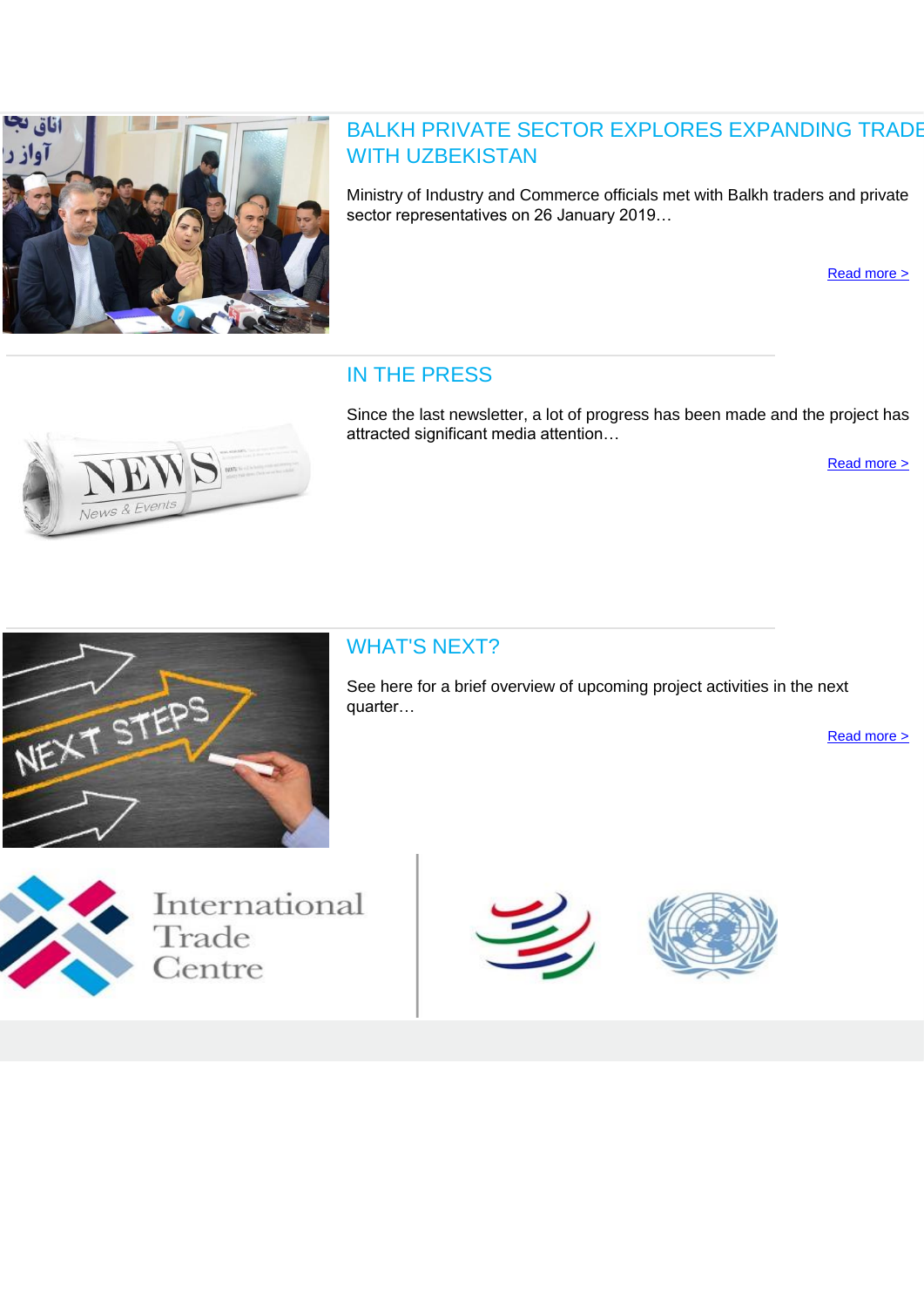## BALKH PRIVATE SECTOR EXPLORES EXPANDING TRADE WITH UZBEKISTAN

Ministry of Industry and Commerce officials met with Balkh traders and private sector representatives on 26 January 2019…

Read more >

## IN THE PRESS

Since the last newsletter, a lot of progress has been made and the project has attracted significant media attention…

Read more >

## WHAT'S NEXT?

See here for a brief overview of upcoming project activities in the next quarter…

Read more >

International Trade Centre